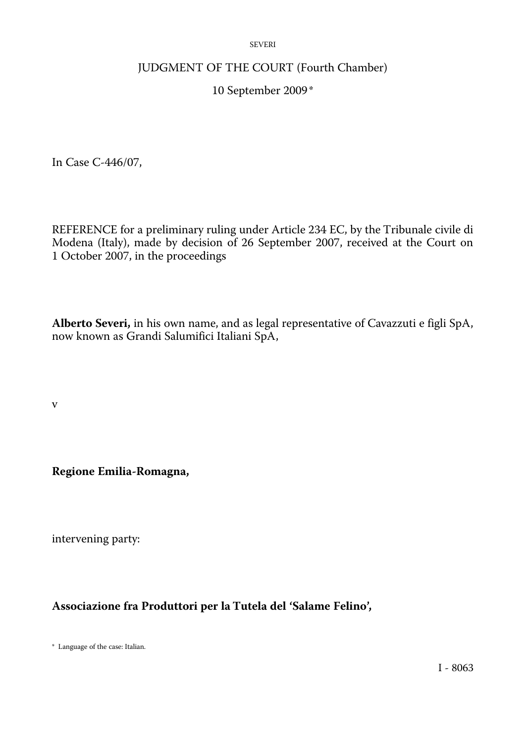# JUDGMENT OF THE COURT (Fourth Chamber)

10 September 2009 *

In Case C-446/07,

REFERENCE for a preliminary ruling under Article 234 EC, by the Tribunale civile di Modena (Italy), made by decision of 26 September 2007, received at the Court on 1 October 2007, in the proceedings

**Alberto Severi,** in his own name, and as legal representative of Cavazzuti e figli SpA, now known as Grandi Salumifici Italiani SpA,

v

**Regione Emilia-Romagna,**

intervening party:

**Associazione fra Produttori per la Tutela del 'Salame Felino',**

* Language of the case: Italian.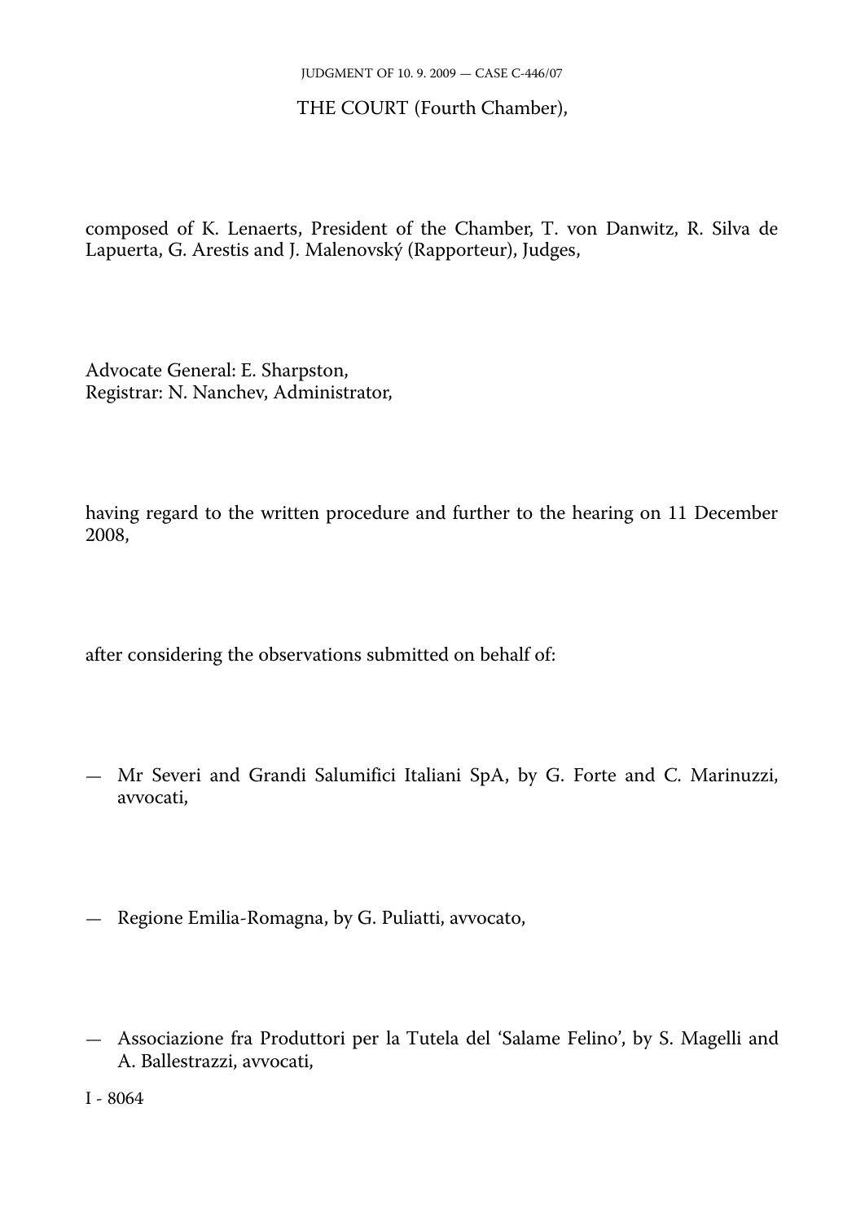THE COURT (Fourth Chamber),

composed of K. Lenaerts, President of the Chamber, T. von Danwitz, R. Silva de Lapuerta, G. Arestis and J. Malenovský (Rapporteur), Judges,

Advocate General: E. Sharpston,
Registrar: N. Nanchev, Administrator,

having regard to the written procedure and further to the hearing on 11 December 2008,

after considering the observations submitted on behalf of:

— Mr Severi and Grandi Salumifici Italiani SpA, by G. Forte and C. Marinuzzi, avvocati,

— Regione Emilia-Romagna, by G. Puliatti, avvocato,

— Associazione fra Produttori per la Tutela del 'Salame Felino', by S. Magelli and A. Ballestrazzi, avvocati,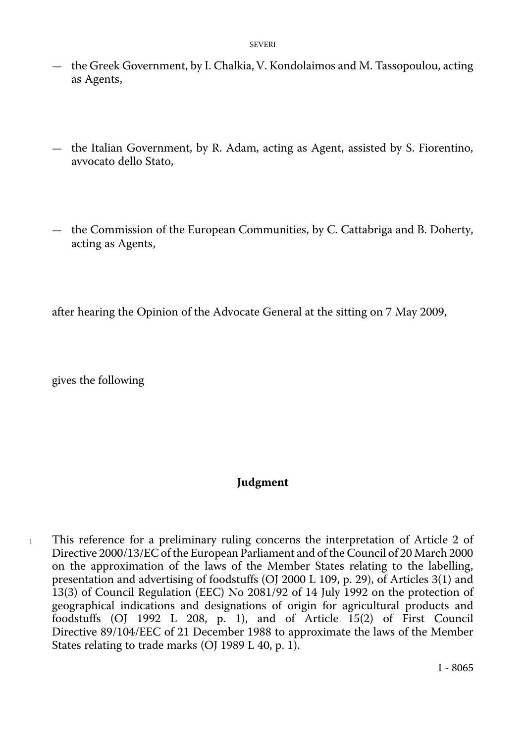— the Greek Government, by I. Chalkia, V. Kondolaimos and M. Tassopoulou, acting as Agents,

— the Italian Government, by R. Adam, acting as Agent, assisted by S. Fiorentino, avvocato dello Stato,

— the Commission of the European Communities, by C. Cattabriga and B. Doherty, acting as Agents,

after hearing the Opinion of the Advocate General at the sitting on 7 May 2009,

gives the following

## Judgment

1 This reference for a preliminary ruling concerns the interpretation of Article 2 of Directive 2000/13/EC of the European Parliament and of the Council of 20 March 2000 on the approximation of the laws of the Member States relating to the labelling, presentation and advertising of foodstuffs (OJ 2000 L 109, p. 29), of Articles 3(1) and 13(3) of Council Regulation (EEC) No 2081/92 of 14 July 1992 on the protection of geographical indications and designations of origin for agricultural products and foodstuffs (OJ 1992 L 208, p. 1), and of Article 15(2) of First Council Directive 89/104/EEC of 21 December 1988 to approximate the laws of the Member States relating to trade marks (OJ 1989 L 40, p. 1).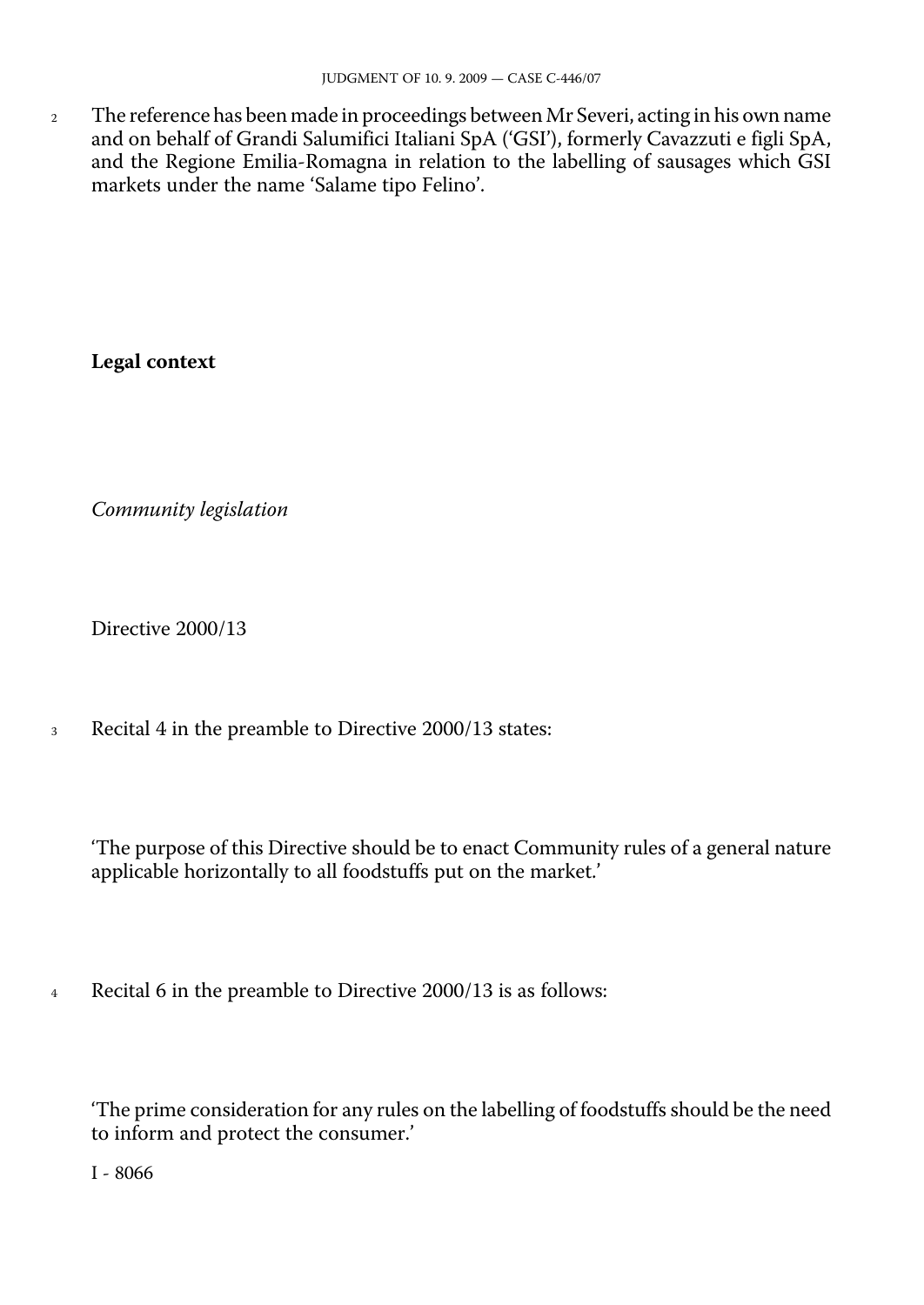2 The reference has been made in proceedings between Mr Severi, acting in his own name and on behalf of Grandi Salumifici Italiani SpA ('GSI'), formerly Cavazzuti e figli SpA, and the Regione Emilia-Romagna in relation to the labelling of sausages which GSI markets under the name 'Salame tipo Felino'.

**Legal context**

*Community legislation*

Directive 2000/13

3 Recital 4 in the preamble to Directive 2000/13 states:

'The purpose of this Directive should be to enact Community rules of a general nature applicable horizontally to all foodstuffs put on the market.'

4 Recital 6 in the preamble to Directive 2000/13 is as follows:

'The prime consideration for any rules on the labelling of foodstuffs should be the need to inform and protect the consumer.'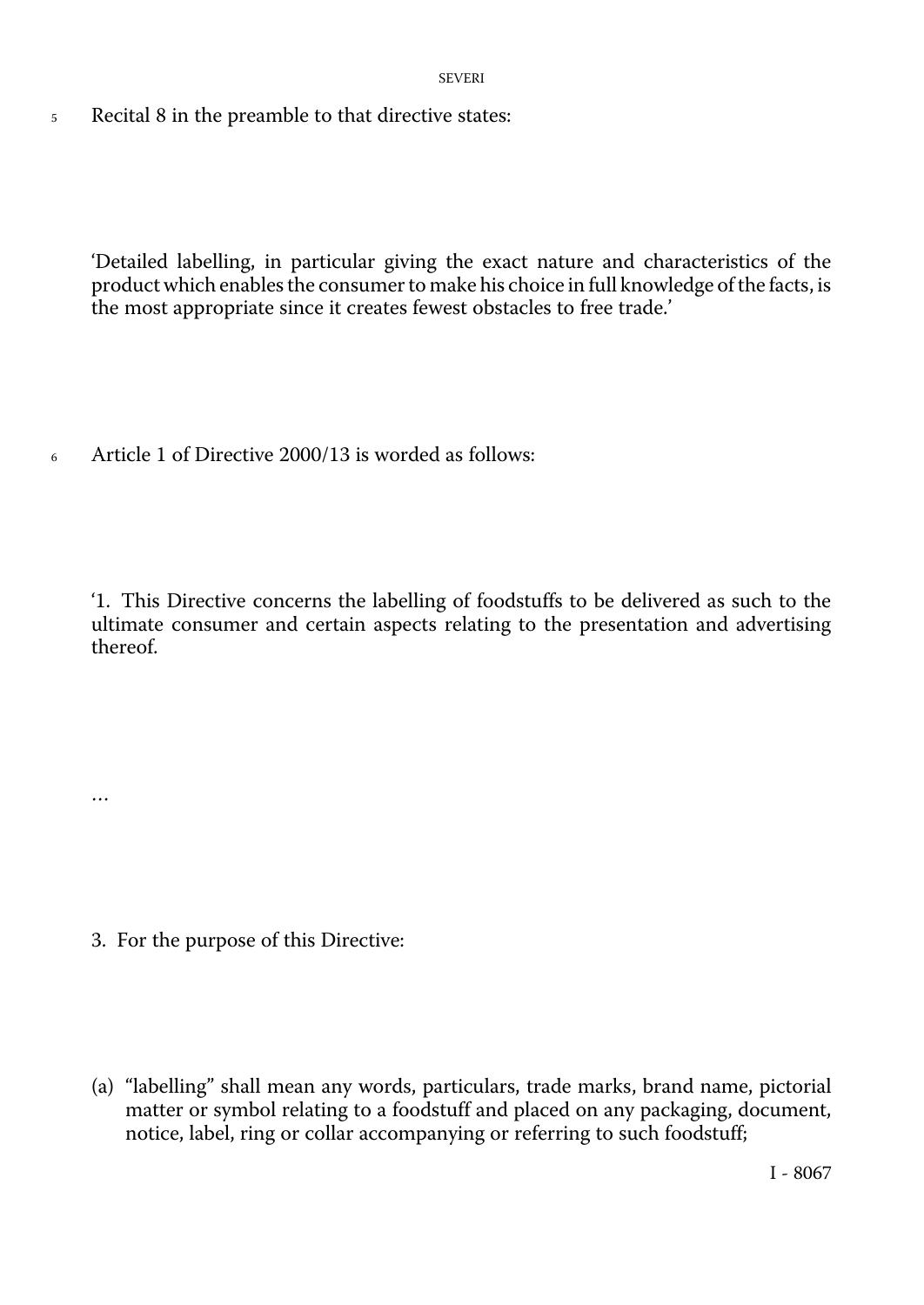5 Recital 8 in the preamble to that directive states:

'Detailed labelling, in particular giving the exact nature and characteristics of the product which enables the consumer to make his choice in full knowledge of the facts, is the most appropriate since it creates fewest obstacles to free trade.'

6 Article 1 of Directive 2000/13 is worded as follows:

'1. This Directive concerns the labelling of foodstuffs to be delivered as such to the ultimate consumer and certain aspects relating to the presentation and advertising thereof.

…

3. For the purpose of this Directive:

(a) "labelling" shall mean any words, particulars, trade marks, brand name, pictorial matter or symbol relating to a foodstuff and placed on any packaging, document, notice, label, ring or collar accompanying or referring to such foodstuff;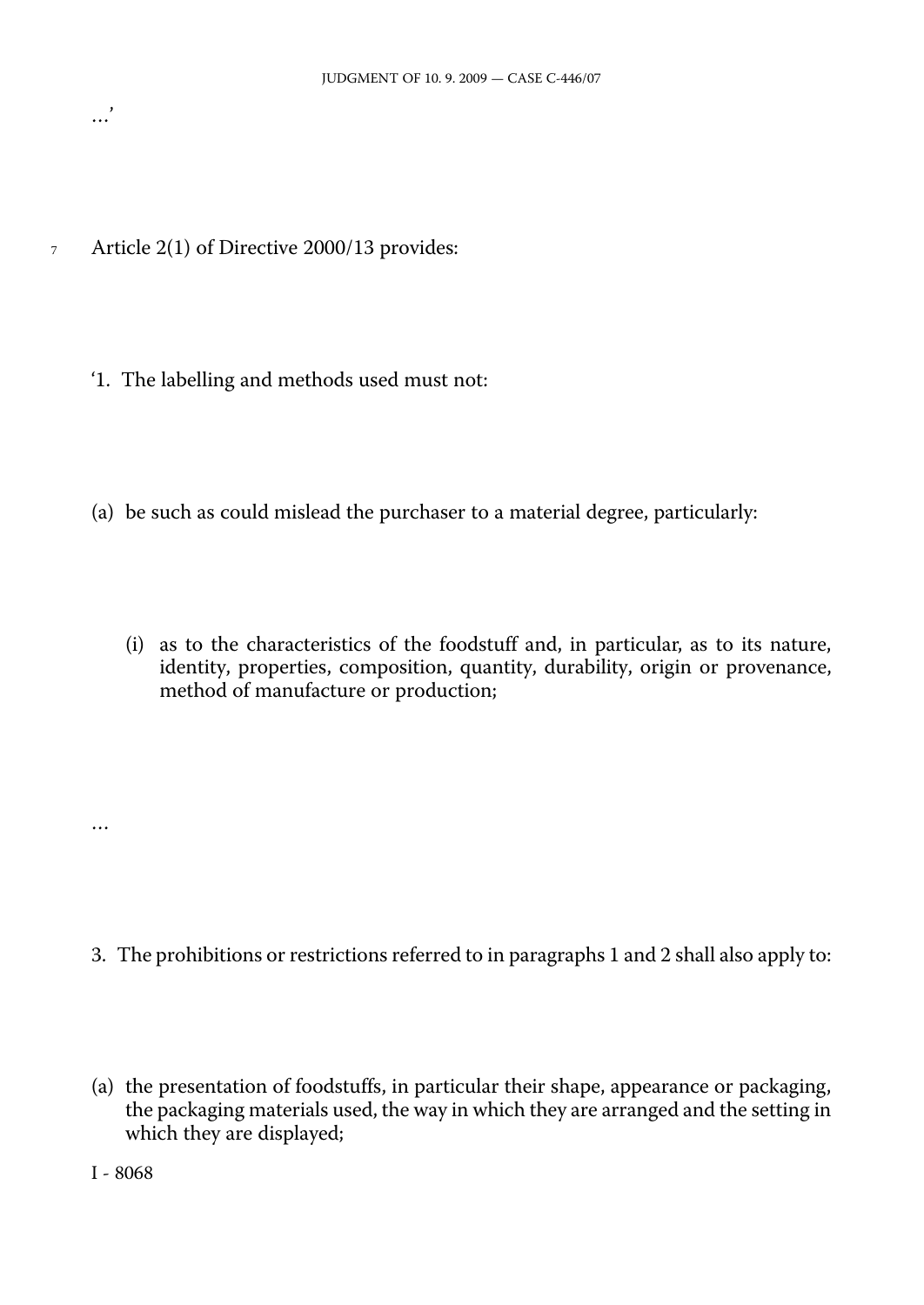…'

7 Article 2(1) of Directive 2000/13 provides:

'1. The labelling and methods used must not:

(a) be such as could mislead the purchaser to a material degree, particularly:

(i) as to the characteristics of the foodstuff and, in particular, as to its nature, identity, properties, composition, quantity, durability, origin or provenance, method of manufacture or production;

…

3. The prohibitions or restrictions referred to in paragraphs 1 and 2 shall also apply to:

(a) the presentation of foodstuffs, in particular their shape, appearance or packaging, the packaging materials used, the way in which they are arranged and the setting in which they are displayed;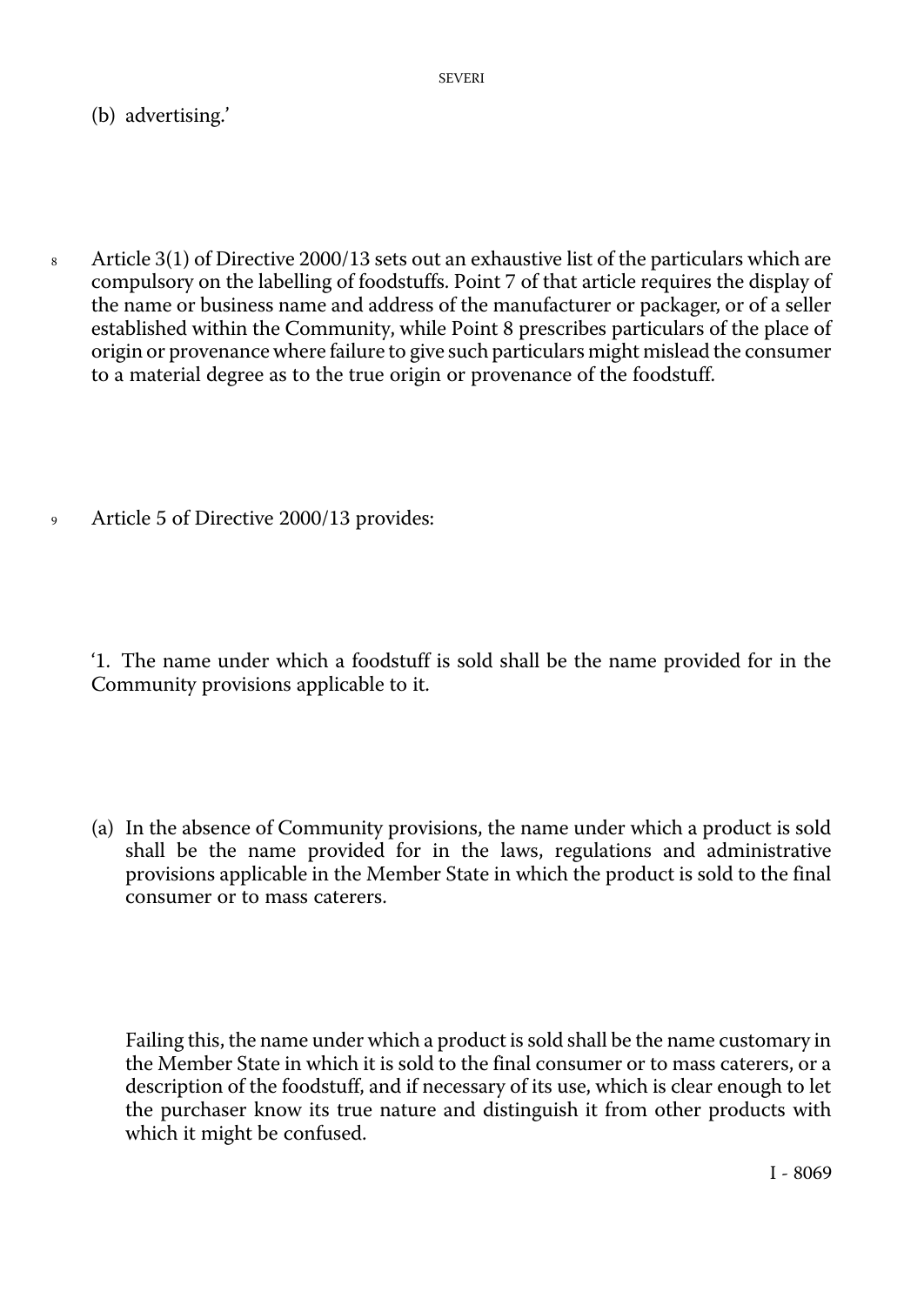(b) advertising.'

8 Article 3(1) of Directive 2000/13 sets out an exhaustive list of the particulars which are compulsory on the labelling of foodstuffs. Point 7 of that article requires the display of the name or business name and address of the manufacturer or packager, or of a seller established within the Community, while Point 8 prescribes particulars of the place of origin or provenance where failure to give such particulars might mislead the consumer to a material degree as to the true origin or provenance of the foodstuff.

9 Article 5 of Directive 2000/13 provides:

'1. The name under which a foodstuff is sold shall be the name provided for in the Community provisions applicable to it.

(a) In the absence of Community provisions, the name under which a product is sold shall be the name provided for in the laws, regulations and administrative provisions applicable in the Member State in which the product is sold to the final consumer or to mass caterers.

Failing this, the name under which a product is sold shall be the name customary in the Member State in which it is sold to the final consumer or to mass caterers, or a description of the foodstuff, and if necessary of its use, which is clear enough to let the purchaser know its true nature and distinguish it from other products with which it might be confused.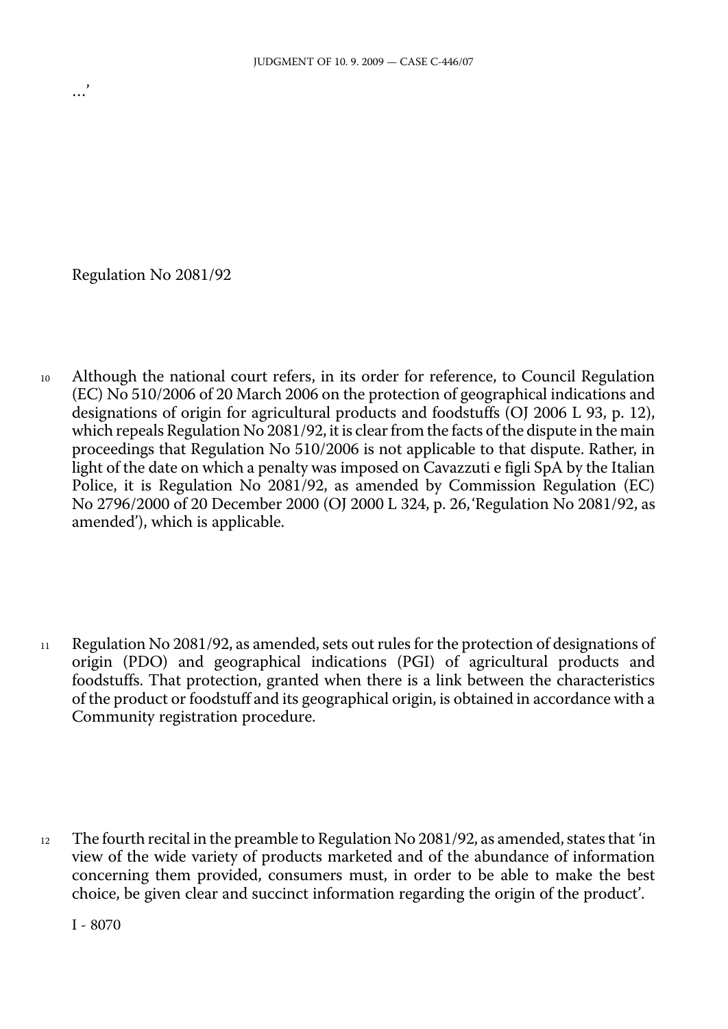…'

Regulation No 2081/92

10 Although the national court refers, in its order for reference, to Council Regulation (EC) No 510/2006 of 20 March 2006 on the protection of geographical indications and designations of origin for agricultural products and foodstuffs (OJ 2006 L 93, p. 12), which repeals Regulation No 2081/92, it is clear from the facts of the dispute in the main proceedings that Regulation No 510/2006 is not applicable to that dispute. Rather, in light of the date on which a penalty was imposed on Cavazzuti e figli SpA by the Italian Police, it is Regulation No 2081/92, as amended by Commission Regulation (EC) No 2796/2000 of 20 December 2000 (OJ 2000 L 324, p. 26, 'Regulation No 2081/92, as amended'), which is applicable.

11 Regulation No 2081/92, as amended, sets out rules for the protection of designations of origin (PDO) and geographical indications (PGI) of agricultural products and foodstuffs. That protection, granted when there is a link between the characteristics of the product or foodstuff and its geographical origin, is obtained in accordance with a Community registration procedure.

12 The fourth recital in the preamble to Regulation No 2081/92, as amended, states that 'in view of the wide variety of products marketed and of the abundance of information concerning them provided, consumers must, in order to be able to make the best choice, be given clear and succinct information regarding the origin of the product'.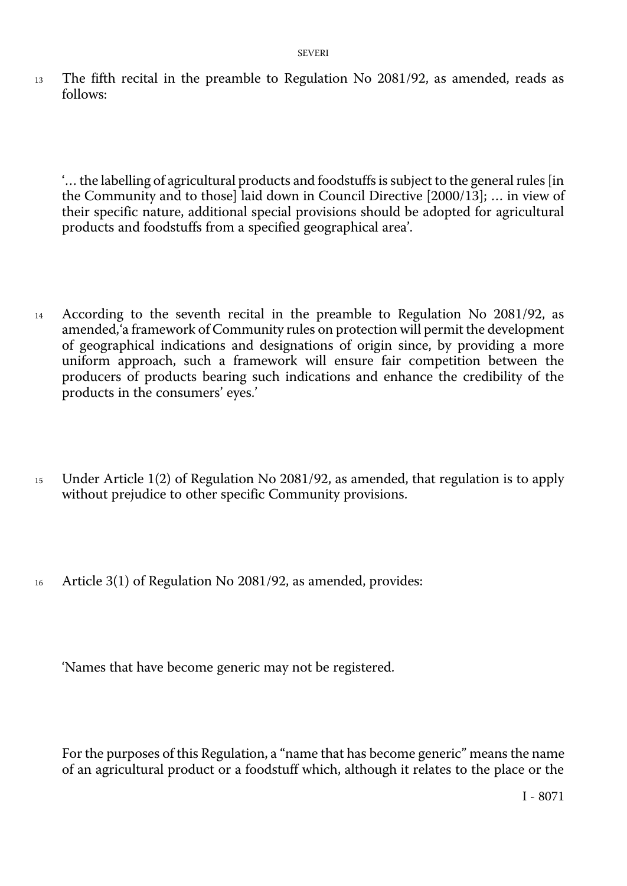13 The fifth recital in the preamble to Regulation No 2081/92, as amended, reads as follows:

'… the labelling of agricultural products and foodstuffs is subject to the general rules [in the Community and to those] laid down in Council Directive [2000/13]; … in view of their specific nature, additional special provisions should be adopted for agricultural products and foodstuffs from a specified geographical area'.

14 According to the seventh recital in the preamble to Regulation No 2081/92, as amended, 'a framework of Community rules on protection will permit the development of geographical indications and designations of origin since, by providing a more uniform approach, such a framework will ensure fair competition between the producers of products bearing such indications and enhance the credibility of the products in the consumers' eyes.'

15 Under Article 1(2) of Regulation No 2081/92, as amended, that regulation is to apply without prejudice to other specific Community provisions.

16 Article 3(1) of Regulation No 2081/92, as amended, provides:

'Names that have become generic may not be registered.

For the purposes of this Regulation, a "name that has become generic" means the name of an agricultural product or a foodstuff which, although it relates to the place or the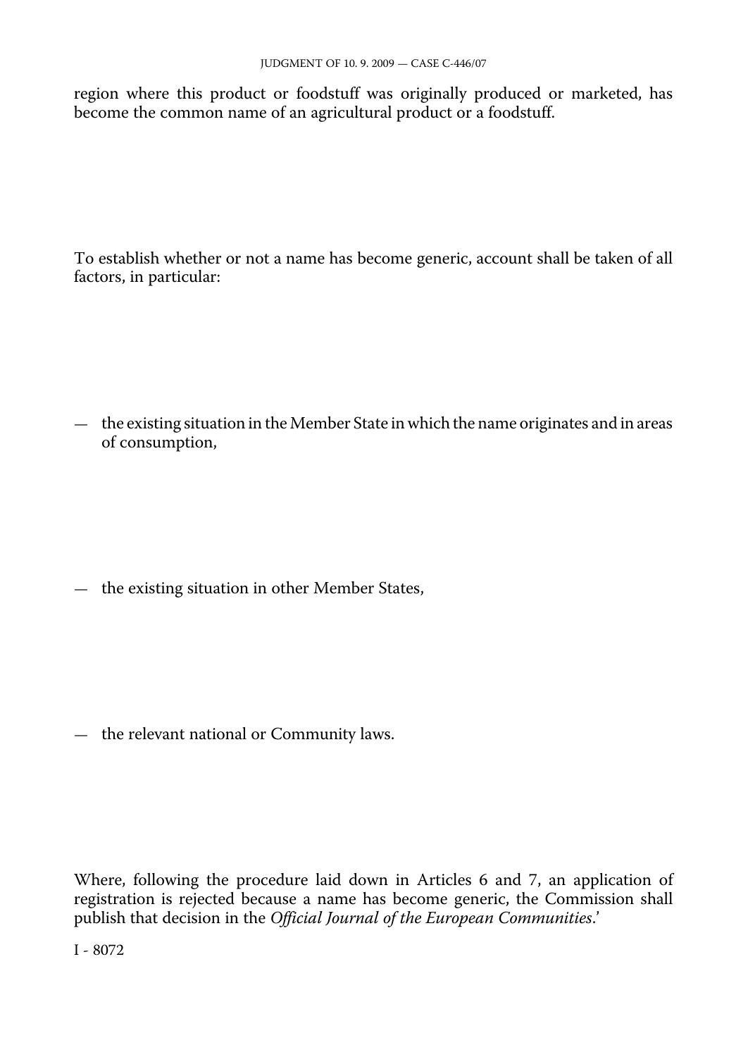region where this product or foodstuff was originally produced or marketed, has become the common name of an agricultural product or a foodstuff.

To establish whether or not a name has become generic, account shall be taken of all factors, in particular:

— the existing situation in the Member State in which the name originates and in areas of consumption,

— the existing situation in other Member States,

— the relevant national or Community laws.

Where, following the procedure laid down in Articles 6 and 7, an application of registration is rejected because a name has become generic, the Commission shall publish that decision in the *Official Journal of the European Communities*.'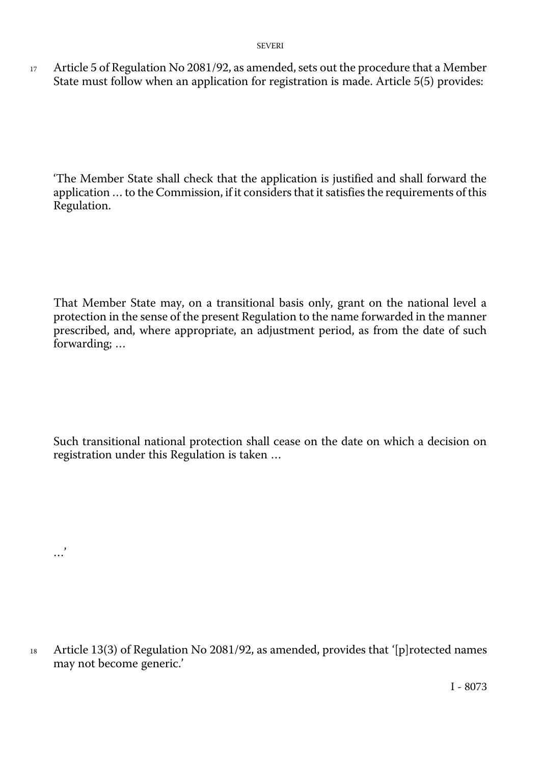17 Article 5 of Regulation No 2081/92, as amended, sets out the procedure that a Member State must follow when an application for registration is made. Article 5(5) provides:

'The Member State shall check that the application is justified and shall forward the application ... to the Commission, if it considers that it satisfies the requirements of this Regulation.

That Member State may, on a transitional basis only, grant on the national level a protection in the sense of the present Regulation to the name forwarded in the manner prescribed, and, where appropriate, an adjustment period, as from the date of such forwarding; ...

Such transitional national protection shall cease on the date on which a decision on registration under this Regulation is taken ...

...'

18 Article 13(3) of Regulation No 2081/92, as amended, provides that '[p]rotected names may not become generic.'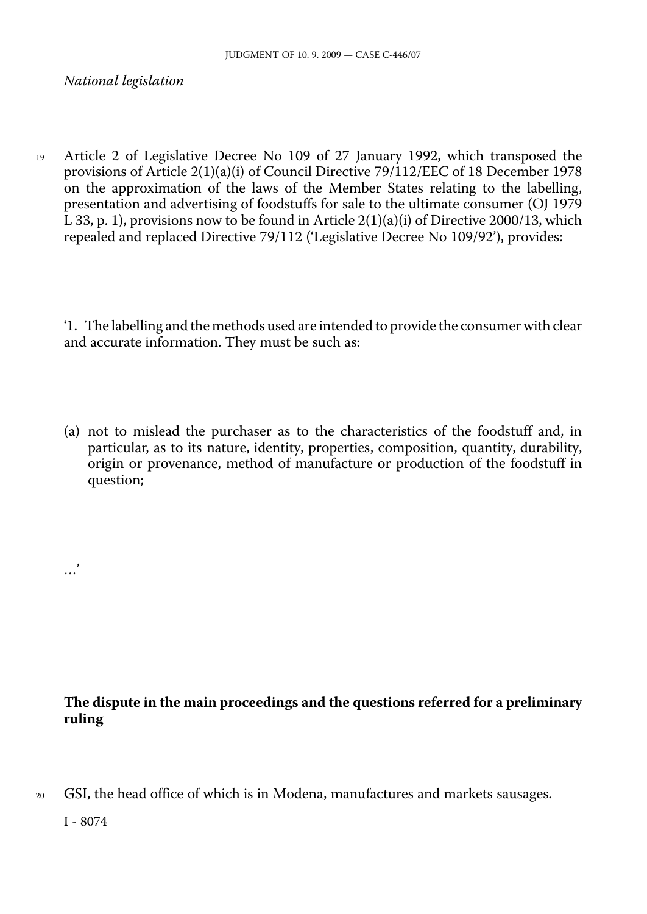*National legislation*

19 Article 2 of Legislative Decree No 109 of 27 January 1992, which transposed the provisions of Article 2(1)(a)(i) of Council Directive 79/112/EEC of 18 December 1978 on the approximation of the laws of the Member States relating to the labelling, presentation and advertising of foodstuffs for sale to the ultimate consumer (OJ 1979 L 33, p. 1), provisions now to be found in Article 2(1)(a)(i) of Directive 2000/13, which repealed and replaced Directive 79/112 ('Legislative Decree No 109/92'), provides:

'1. The labelling and the methods used are intended to provide the consumer with clear and accurate information. They must be such as:

(a) not to mislead the purchaser as to the characteristics of the foodstuff and, in particular, as to its nature, identity, properties, composition, quantity, durability, origin or provenance, method of manufacture or production of the foodstuff in question;

...'

**The dispute in the main proceedings and the questions referred for a preliminary ruling**

20 GSI, the head office of which is in Modena, manufactures and markets sausages.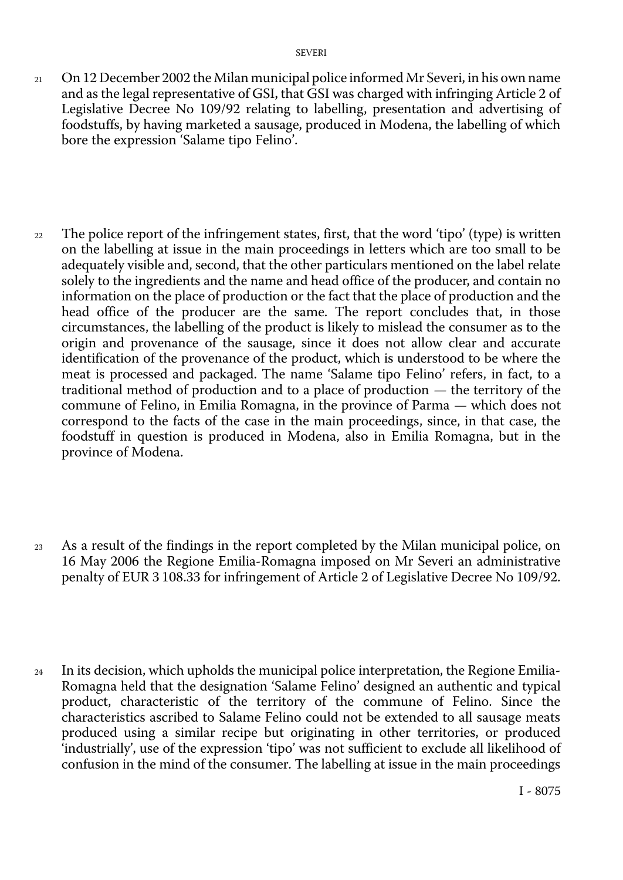21 On 12 December 2002 the Milan municipal police informed Mr Severi, in his own name and as the legal representative of GSI, that GSI was charged with infringing Article 2 of Legislative Decree No 109/92 relating to labelling, presentation and advertising of foodstuffs, by having marketed a sausage, produced in Modena, the labelling of which bore the expression 'Salame tipo Felino'.

22 The police report of the infringement states, first, that the word 'tipo' (type) is written on the labelling at issue in the main proceedings in letters which are too small to be adequately visible and, second, that the other particulars mentioned on the label relate solely to the ingredients and the name and head office of the producer, and contain no information on the place of production or the fact that the place of production and the head office of the producer are the same. The report concludes that, in those circumstances, the labelling of the product is likely to mislead the consumer as to the origin and provenance of the sausage, since it does not allow clear and accurate identification of the provenance of the product, which is understood to be where the meat is processed and packaged. The name 'Salame tipo Felino' refers, in fact, to a traditional method of production and to a place of production — the territory of the commune of Felino, in Emilia Romagna, in the province of Parma — which does not correspond to the facts of the case in the main proceedings, since, in that case, the foodstuff in question is produced in Modena, also in Emilia Romagna, but in the province of Modena.

23 As a result of the findings in the report completed by the Milan municipal police, on 16 May 2006 the Regione Emilia-Romagna imposed on Mr Severi an administrative penalty of EUR 3 108.33 for infringement of Article 2 of Legislative Decree No 109/92.

24 In its decision, which upholds the municipal police interpretation, the Regione Emilia-Romagna held that the designation 'Salame Felino' designed an authentic and typical product, characteristic of the territory of the commune of Felino. Since the characteristics ascribed to Salame Felino could not be extended to all sausage meats produced using a similar recipe but originating in other territories, or produced 'industrially', use of the expression 'tipo' was not sufficient to exclude all likelihood of confusion in the mind of the consumer. The labelling at issue in the main proceedings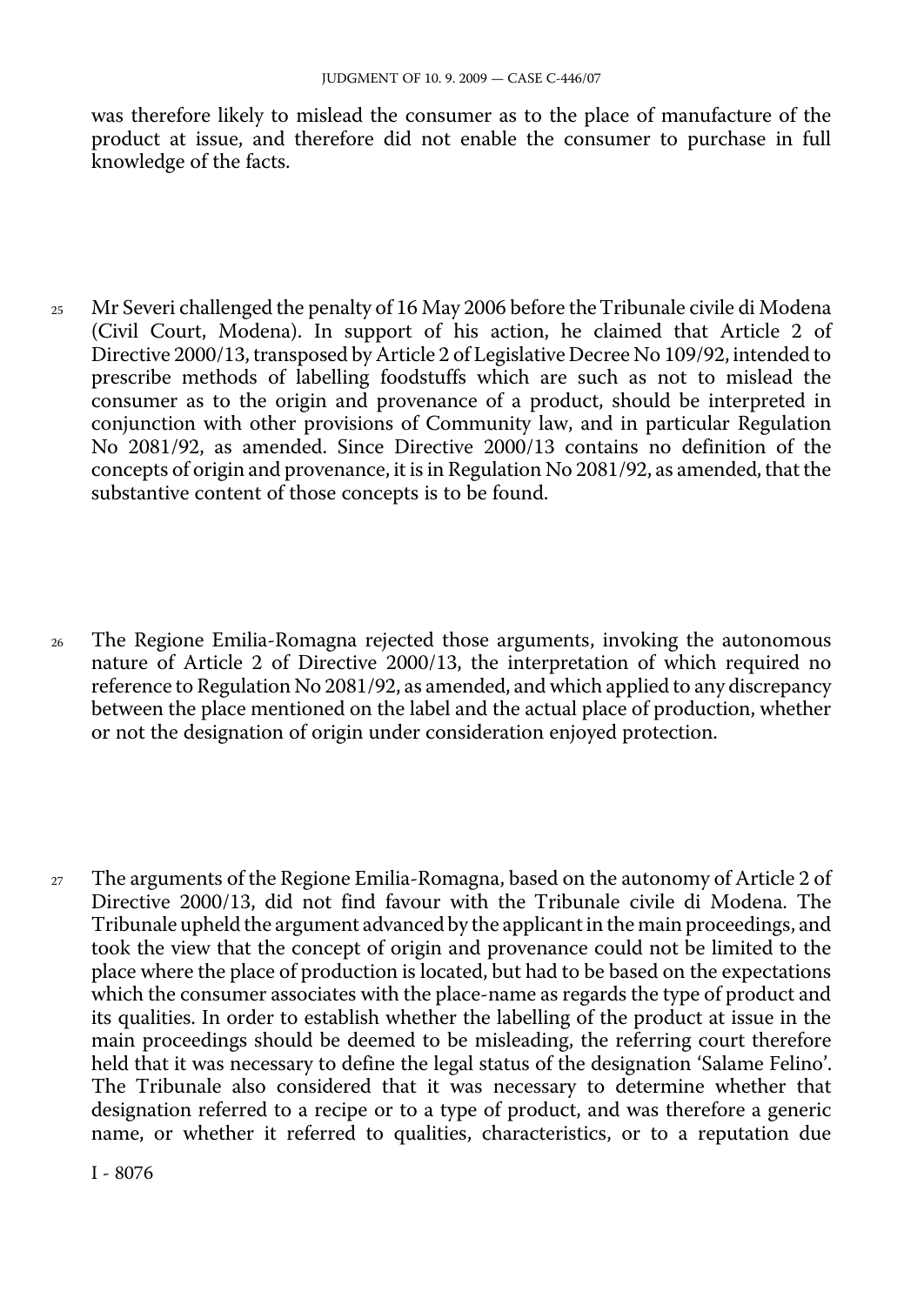was therefore likely to mislead the consumer as to the place of manufacture of the product at issue, and therefore did not enable the consumer to purchase in full knowledge of the facts.

25 Mr Severi challenged the penalty of 16 May 2006 before the Tribunale civile di Modena (Civil Court, Modena). In support of his action, he claimed that Article 2 of Directive 2000/13, transposed by Article 2 of Legislative Decree No 109/92, intended to prescribe methods of labelling foodstuffs which are such as not to mislead the consumer as to the origin and provenance of a product, should be interpreted in conjunction with other provisions of Community law, and in particular Regulation No 2081/92, as amended. Since Directive 2000/13 contains no definition of the concepts of origin and provenance, it is in Regulation No 2081/92, as amended, that the substantive content of those concepts is to be found.

26 The Regione Emilia-Romagna rejected those arguments, invoking the autonomous nature of Article 2 of Directive 2000/13, the interpretation of which required no reference to Regulation No 2081/92, as amended, and which applied to any discrepancy between the place mentioned on the label and the actual place of production, whether or not the designation of origin under consideration enjoyed protection.

27 The arguments of the Regione Emilia-Romagna, based on the autonomy of Article 2 of Directive 2000/13, did not find favour with the Tribunale civile di Modena. The Tribunale upheld the argument advanced by the applicant in the main proceedings, and took the view that the concept of origin and provenance could not be limited to the place where the place of production is located, but had to be based on the expectations which the consumer associates with the place-name as regards the type of product and its qualities. In order to establish whether the labelling of the product at issue in the main proceedings should be deemed to be misleading, the referring court therefore held that it was necessary to define the legal status of the designation 'Salame Felino'. The Tribunale also considered that it was necessary to determine whether that designation referred to a recipe or to a type of product, and was therefore a generic name, or whether it referred to qualities, characteristics, or to a reputation due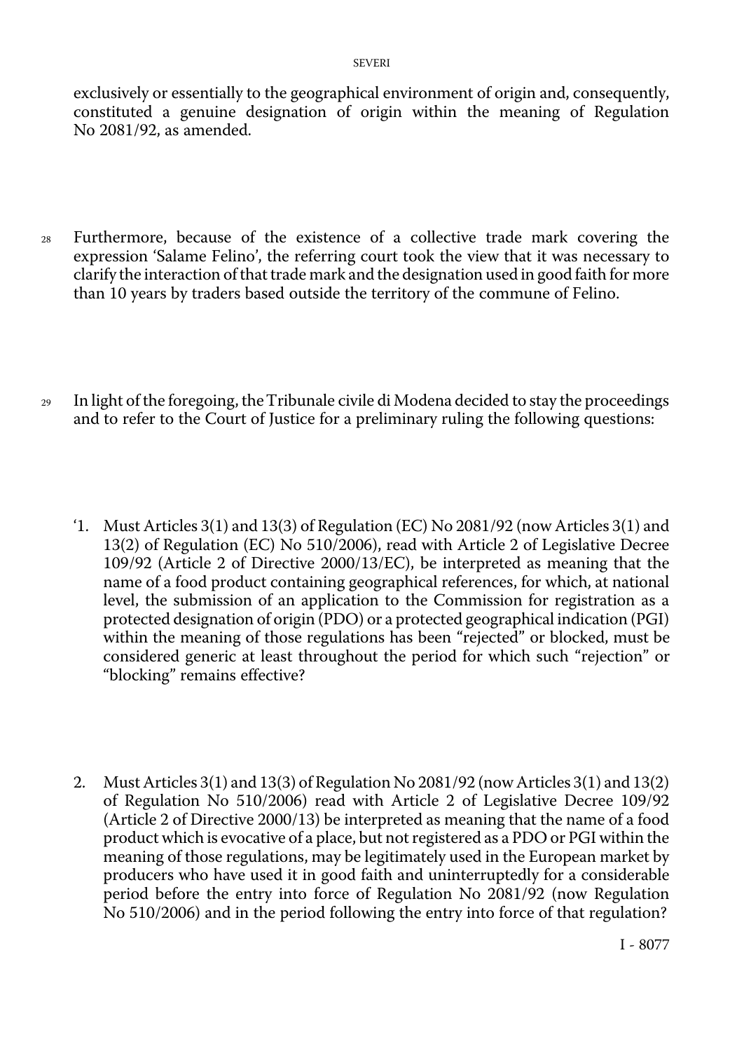exclusively or essentially to the geographical environment of origin and, consequently, constituted a genuine designation of origin within the meaning of Regulation No 2081/92, as amended.

28 Furthermore, because of the existence of a collective trade mark covering the expression 'Salame Felino', the referring court took the view that it was necessary to clarify the interaction of that trade mark and the designation used in good faith for more than 10 years by traders based outside the territory of the commune of Felino.

29 In light of the foregoing, the Tribunale civile di Modena decided to stay the proceedings and to refer to the Court of Justice for a preliminary ruling the following questions:

'1. Must Articles 3(1) and 13(3) of Regulation (EC) No 2081/92 (now Articles 3(1) and 13(2) of Regulation (EC) No 510/2006), read with Article 2 of Legislative Decree 109/92 (Article 2 of Directive 2000/13/EC), be interpreted as meaning that the name of a food product containing geographical references, for which, at national level, the submission of an application to the Commission for registration as a protected designation of origin (PDO) or a protected geographical indication (PGI) within the meaning of those regulations has been "rejected" or blocked, must be considered generic at least throughout the period for which such "rejection" or "blocking" remains effective?

2. Must Articles 3(1) and 13(3) of Regulation No 2081/92 (now Articles 3(1) and 13(2) of Regulation No 510/2006) read with Article 2 of Legislative Decree 109/92 (Article 2 of Directive 2000/13) be interpreted as meaning that the name of a food product which is evocative of a place, but not registered as a PDO or PGI within the meaning of those regulations, may be legitimately used in the European market by producers who have used it in good faith and uninterruptedly for a considerable period before the entry into force of Regulation No 2081/92 (now Regulation No 510/2006) and in the period following the entry into force of that regulation?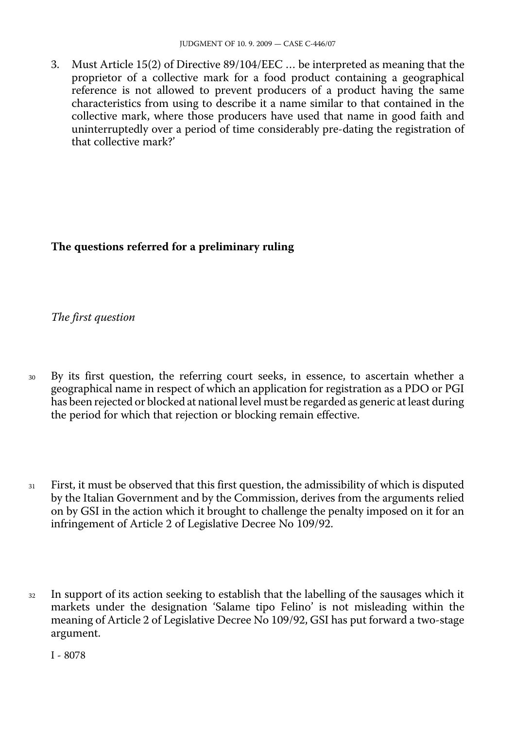3. Must Article 15(2) of Directive 89/104/EEC … be interpreted as meaning that the proprietor of a collective mark for a food product containing a geographical reference is not allowed to prevent producers of a product having the same characteristics from using to describe it a name similar to that contained in the collective mark, where those producers have used that name in good faith and uninterruptedly over a period of time considerably pre-dating the registration of that collective mark?'

## The questions referred for a preliminary ruling

### *The first question*

30 By its first question, the referring court seeks, in essence, to ascertain whether a geographical name in respect of which an application for registration as a PDO or PGI has been rejected or blocked at national level must be regarded as generic at least during the period for which that rejection or blocking remain effective.

31 First, it must be observed that this first question, the admissibility of which is disputed by the Italian Government and by the Commission, derives from the arguments relied on by GSI in the action which it brought to challenge the penalty imposed on it for an infringement of Article 2 of Legislative Decree No 109/92.

32 In support of its action seeking to establish that the labelling of the sausages which it markets under the designation 'Salame tipo Felino' is not misleading within the meaning of Article 2 of Legislative Decree No 109/92, GSI has put forward a two-stage argument.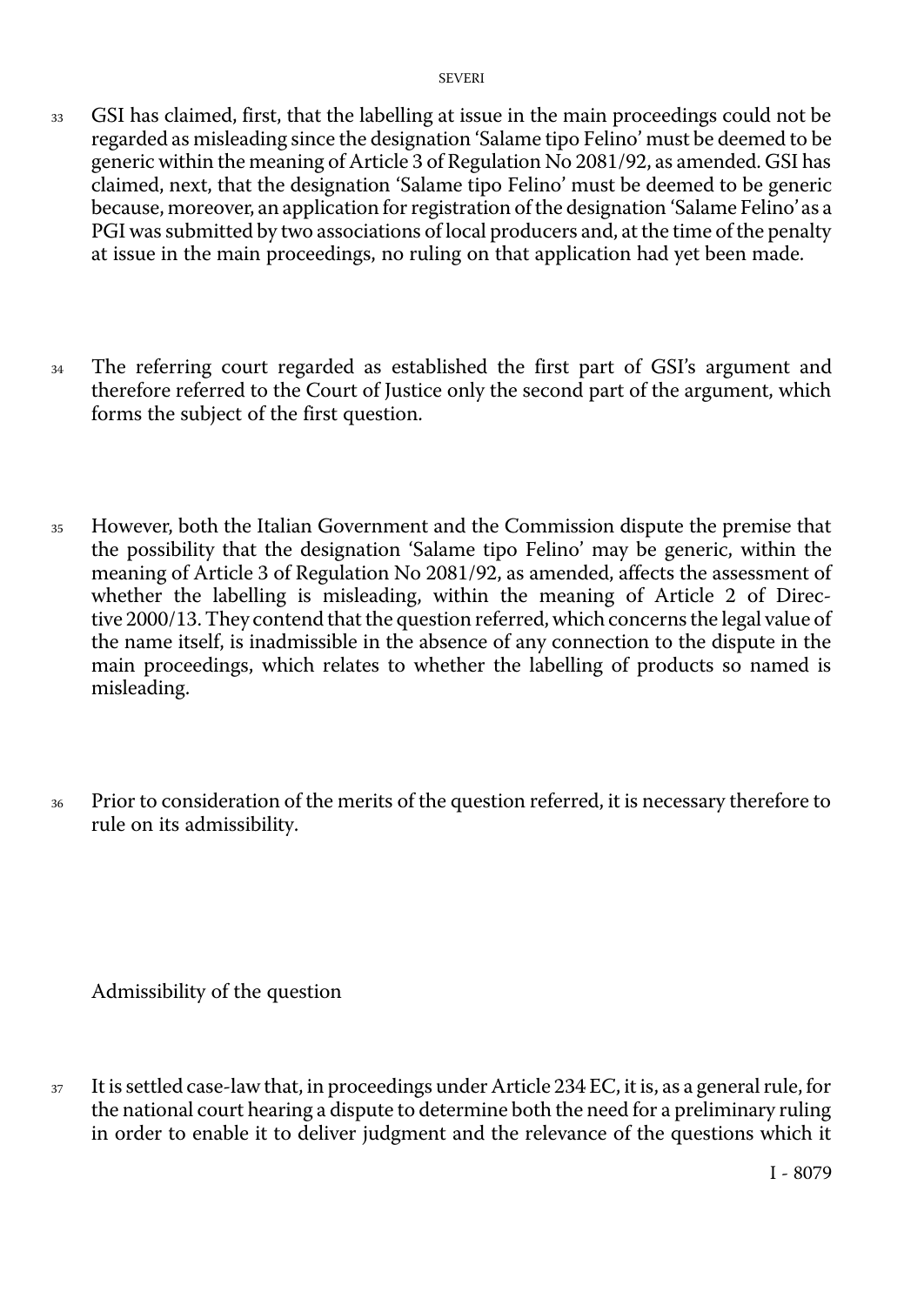33 GSI has claimed, first, that the labelling at issue in the main proceedings could not be regarded as misleading since the designation 'Salame tipo Felino' must be deemed to be generic within the meaning of Article 3 of Regulation No 2081/92, as amended. GSI has claimed, next, that the designation 'Salame tipo Felino' must be deemed to be generic because, moreover, an application for registration of the designation 'Salame Felino' as a PGI was submitted by two associations of local producers and, at the time of the penalty at issue in the main proceedings, no ruling on that application had yet been made.

34 The referring court regarded as established the first part of GSI's argument and therefore referred to the Court of Justice only the second part of the argument, which forms the subject of the first question.

35 However, both the Italian Government and the Commission dispute the premise that the possibility that the designation 'Salame tipo Felino' may be generic, within the meaning of Article 3 of Regulation No 2081/92, as amended, affects the assessment of whether the labelling is misleading, within the meaning of Article 2 of Directive 2000/13. They contend that the question referred, which concerns the legal value of the name itself, is inadmissible in the absence of any connection to the dispute in the main proceedings, which relates to whether the labelling of products so named is misleading.

36 Prior to consideration of the merits of the question referred, it is necessary therefore to rule on its admissibility.

Admissibility of the question

37 It is settled case-law that, in proceedings under Article 234 EC, it is, as a general rule, for the national court hearing a dispute to determine both the need for a preliminary ruling in order to enable it to deliver judgment and the relevance of the questions which it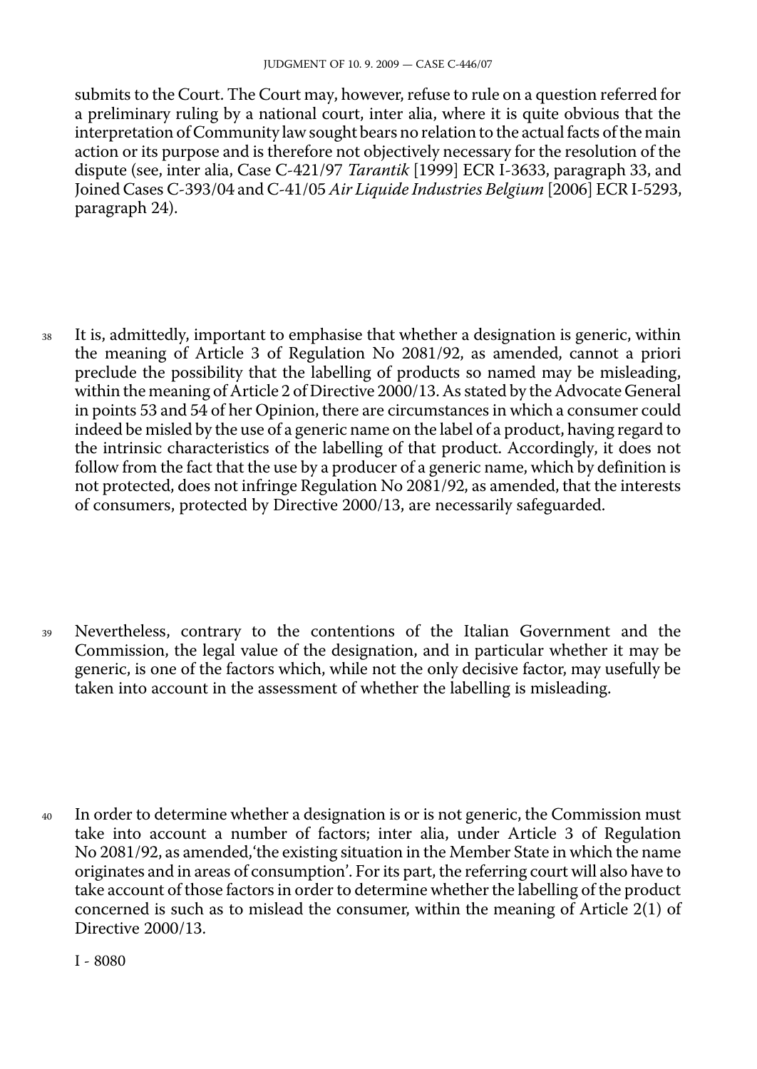submits to the Court. The Court may, however, refuse to rule on a question referred for a preliminary ruling by a national court, inter alia, where it is quite obvious that the interpretation of Community law sought bears no relation to the actual facts of the main action or its purpose and is therefore not objectively necessary for the resolution of the dispute (see, inter alia, Case C-421/97 *Tarantik* [1999] ECR I-3633, paragraph 33, and Joined Cases C-393/04 and C-41/05 *Air Liquide Industries Belgium* [2006] ECR I-5293, paragraph 24).

38 It is, admittedly, important to emphasise that whether a designation is generic, within the meaning of Article 3 of Regulation No 2081/92, as amended, cannot a priori preclude the possibility that the labelling of products so named may be misleading, within the meaning of Article 2 of Directive 2000/13. As stated by the Advocate General in points 53 and 54 of her Opinion, there are circumstances in which a consumer could indeed be misled by the use of a generic name on the label of a product, having regard to the intrinsic characteristics of the labelling of that product. Accordingly, it does not follow from the fact that the use by a producer of a generic name, which by definition is not protected, does not infringe Regulation No 2081/92, as amended, that the interests of consumers, protected by Directive 2000/13, are necessarily safeguarded.

39 Nevertheless, contrary to the contentions of the Italian Government and the Commission, the legal value of the designation, and in particular whether it may be generic, is one of the factors which, while not the only decisive factor, may usefully be taken into account in the assessment of whether the labelling is misleading.

40 In order to determine whether a designation is or is not generic, the Commission must take into account a number of factors; inter alia, under Article 3 of Regulation No 2081/92, as amended, 'the existing situation in the Member State in which the name originates and in areas of consumption'. For its part, the referring court will also have to take account of those factors in order to determine whether the labelling of the product concerned is such as to mislead the consumer, within the meaning of Article 2(1) of Directive 2000/13.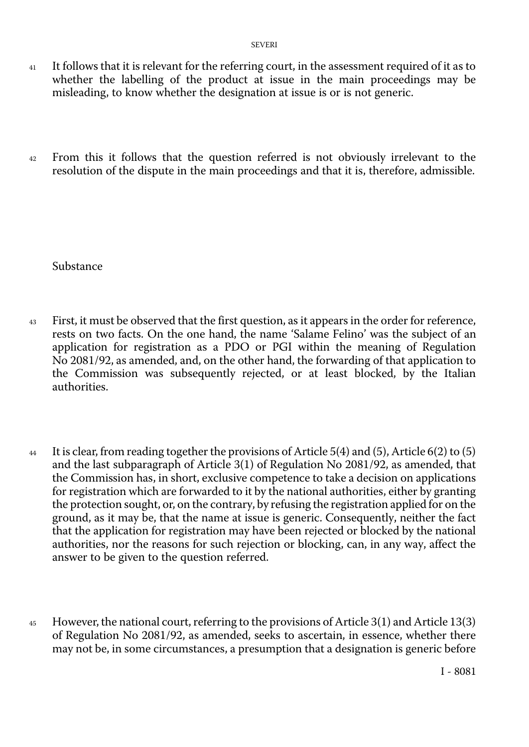41 It follows that it is relevant for the referring court, in the assessment required of it as to whether the labelling of the product at issue in the main proceedings may be misleading, to know whether the designation at issue is or is not generic.

42 From this it follows that the question referred is not obviously irrelevant to the resolution of the dispute in the main proceedings and that it is, therefore, admissible.

Substance

43 First, it must be observed that the first question, as it appears in the order for reference, rests on two facts. On the one hand, the name 'Salame Felino' was the subject of an application for registration as a PDO or PGI within the meaning of Regulation No 2081/92, as amended, and, on the other hand, the forwarding of that application to the Commission was subsequently rejected, or at least blocked, by the Italian authorities.

44 It is clear, from reading together the provisions of Article 5(4) and (5), Article 6(2) to (5) and the last subparagraph of Article 3(1) of Regulation No 2081/92, as amended, that the Commission has, in short, exclusive competence to take a decision on applications for registration which are forwarded to it by the national authorities, either by granting the protection sought, or, on the contrary, by refusing the registration applied for on the ground, as it may be, that the name at issue is generic. Consequently, neither the fact that the application for registration may have been rejected or blocked by the national authorities, nor the reasons for such rejection or blocking, can, in any way, affect the answer to be given to the question referred.

45 However, the national court, referring to the provisions of Article 3(1) and Article 13(3) of Regulation No 2081/92, as amended, seeks to ascertain, in essence, whether there may not be, in some circumstances, a presumption that a designation is generic before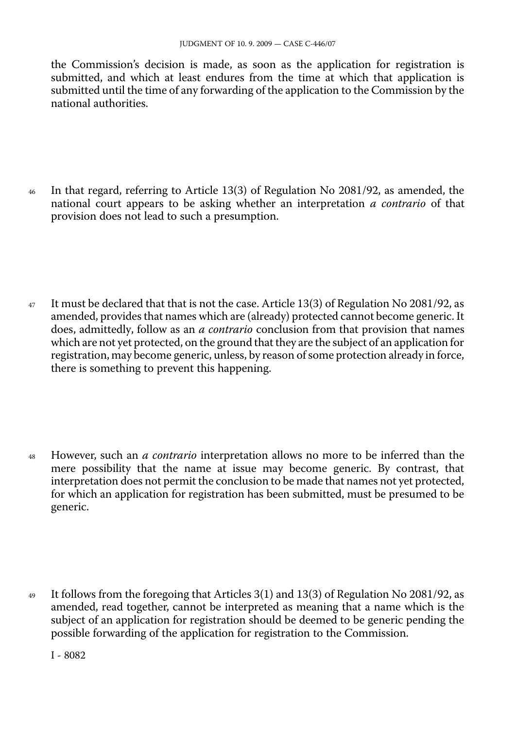the Commission's decision is made, as soon as the application for registration is submitted, and which at least endures from the time at which that application is submitted until the time of any forwarding of the application to the Commission by the national authorities.

46 In that regard, referring to Article 13(3) of Regulation No 2081/92, as amended, the national court appears to be asking whether an interpretation *a contrario* of that provision does not lead to such a presumption.

47 It must be declared that that is not the case. Article 13(3) of Regulation No 2081/92, as amended, provides that names which are (already) protected cannot become generic. It does, admittedly, follow as an *a contrario* conclusion from that provision that names which are not yet protected, on the ground that they are the subject of an application for registration, may become generic, unless, by reason of some protection already in force, there is something to prevent this happening.

48 However, such an *a contrario* interpretation allows no more to be inferred than the mere possibility that the name at issue may become generic. By contrast, that interpretation does not permit the conclusion to be made that names not yet protected, for which an application for registration has been submitted, must be presumed to be generic.

49 It follows from the foregoing that Articles 3(1) and 13(3) of Regulation No 2081/92, as amended, read together, cannot be interpreted as meaning that a name which is the subject of an application for registration should be deemed to be generic pending the possible forwarding of the application for registration to the Commission.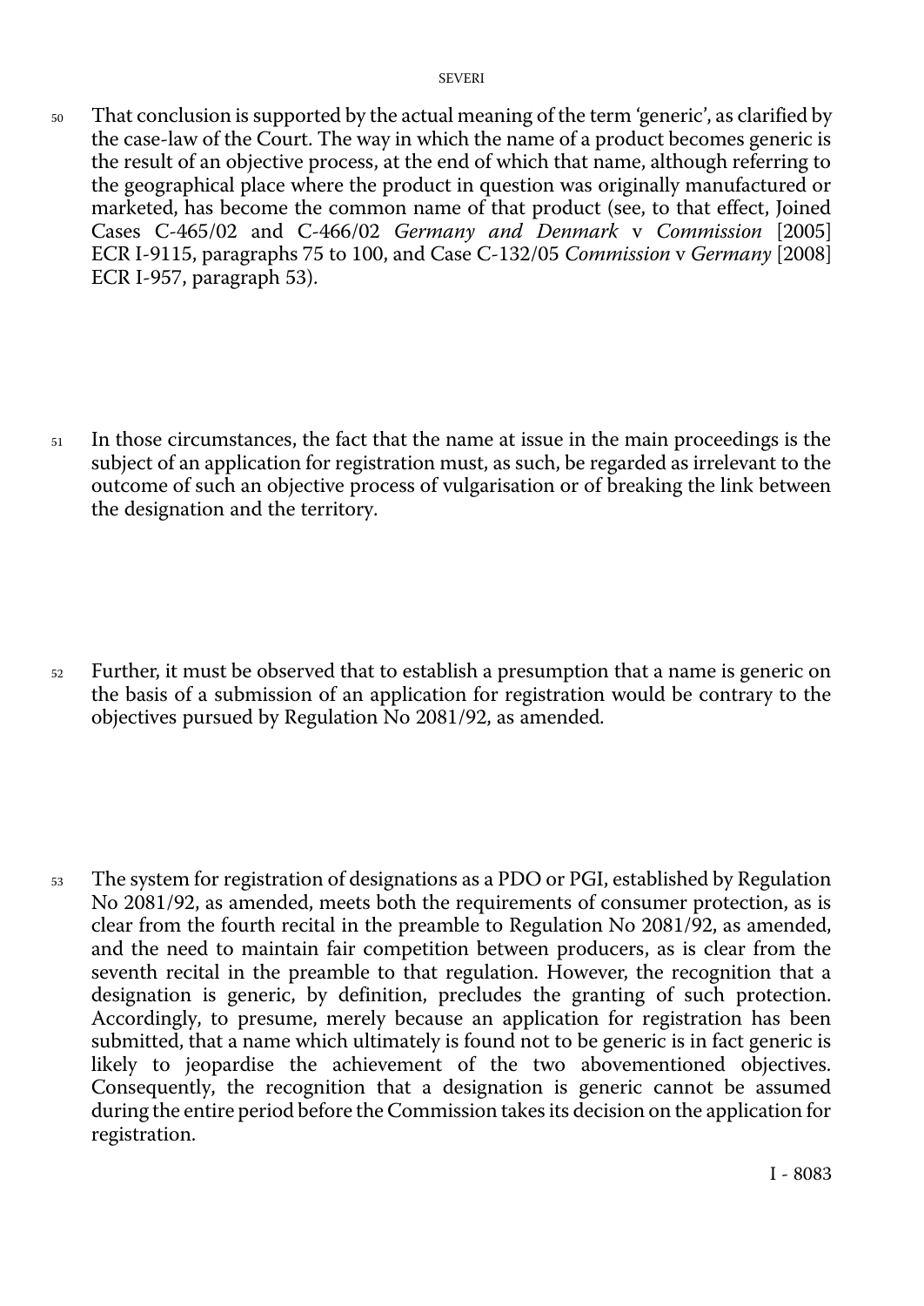50 That conclusion is supported by the actual meaning of the term 'generic', as clarified by the case-law of the Court. The way in which the name of a product becomes generic is the result of an objective process, at the end of which that name, although referring to the geographical place where the product in question was originally manufactured or marketed, has become the common name of that product (see, to that effect, Joined Cases C-465/02 and C-466/02 *Germany and Denmark* v *Commission* [2005] ECR I-9115, paragraphs 75 to 100, and Case C-132/05 *Commission* v *Germany* [2008] ECR I-957, paragraph 53).

51 In those circumstances, the fact that the name at issue in the main proceedings is the subject of an application for registration must, as such, be regarded as irrelevant to the outcome of such an objective process of vulgarisation or of breaking the link between the designation and the territory.

52 Further, it must be observed that to establish a presumption that a name is generic on the basis of a submission of an application for registration would be contrary to the objectives pursued by Regulation No 2081/92, as amended.

53 The system for registration of designations as a PDO or PGI, established by Regulation No 2081/92, as amended, meets both the requirements of consumer protection, as is clear from the fourth recital in the preamble to Regulation No 2081/92, as amended, and the need to maintain fair competition between producers, as is clear from the seventh recital in the preamble to that regulation. However, the recognition that a designation is generic, by definition, precludes the granting of such protection. Accordingly, to presume, merely because an application for registration has been submitted, that a name which ultimately is found not to be generic is in fact generic is likely to jeopardise the achievement of the two abovementioned objectives. Consequently, the recognition that a designation is generic cannot be assumed during the entire period before the Commission takes its decision on the application for registration.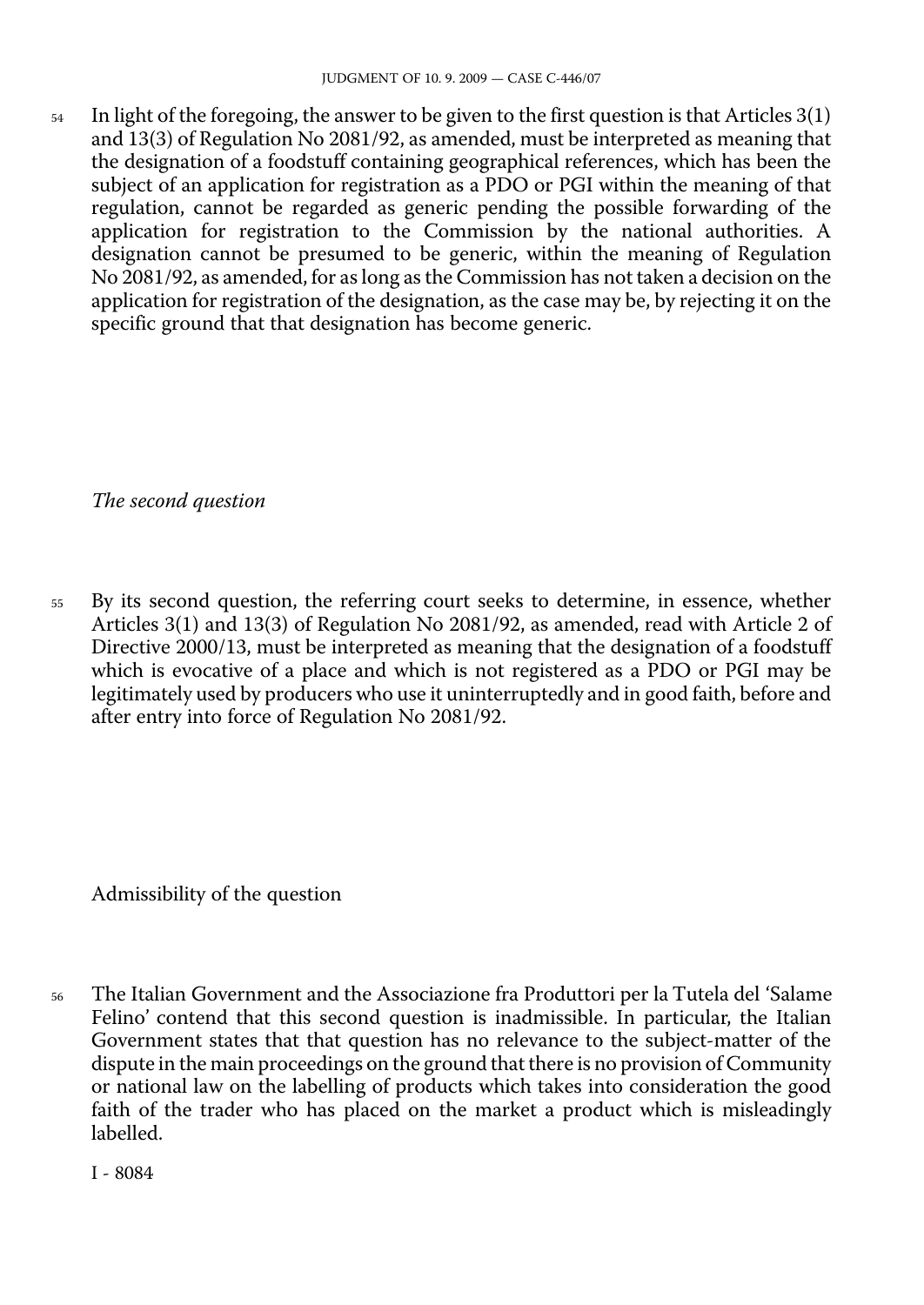54 In light of the foregoing, the answer to be given to the first question is that Articles 3(1) and 13(3) of Regulation No 2081/92, as amended, must be interpreted as meaning that the designation of a foodstuff containing geographical references, which has been the subject of an application for registration as a PDO or PGI within the meaning of that regulation, cannot be regarded as generic pending the possible forwarding of the application for registration to the Commission by the national authorities. A designation cannot be presumed to be generic, within the meaning of Regulation No 2081/92, as amended, for as long as the Commission has not taken a decision on the application for registration of the designation, as the case may be, by rejecting it on the specific ground that that designation has become generic.

*The second question*

55 By its second question, the referring court seeks to determine, in essence, whether Articles 3(1) and 13(3) of Regulation No 2081/92, as amended, read with Article 2 of Directive 2000/13, must be interpreted as meaning that the designation of a foodstuff which is evocative of a place and which is not registered as a PDO or PGI may be legitimately used by producers who use it uninterruptedly and in good faith, before and after entry into force of Regulation No 2081/92.

Admissibility of the question

56 The Italian Government and the Associazione fra Produttori per la Tutela del 'Salame Felino' contend that this second question is inadmissible. In particular, the Italian Government states that that question has no relevance to the subject-matter of the dispute in the main proceedings on the ground that there is no provision of Community or national law on the labelling of products which takes into consideration the good faith of the trader who has placed on the market a product which is misleadingly labelled.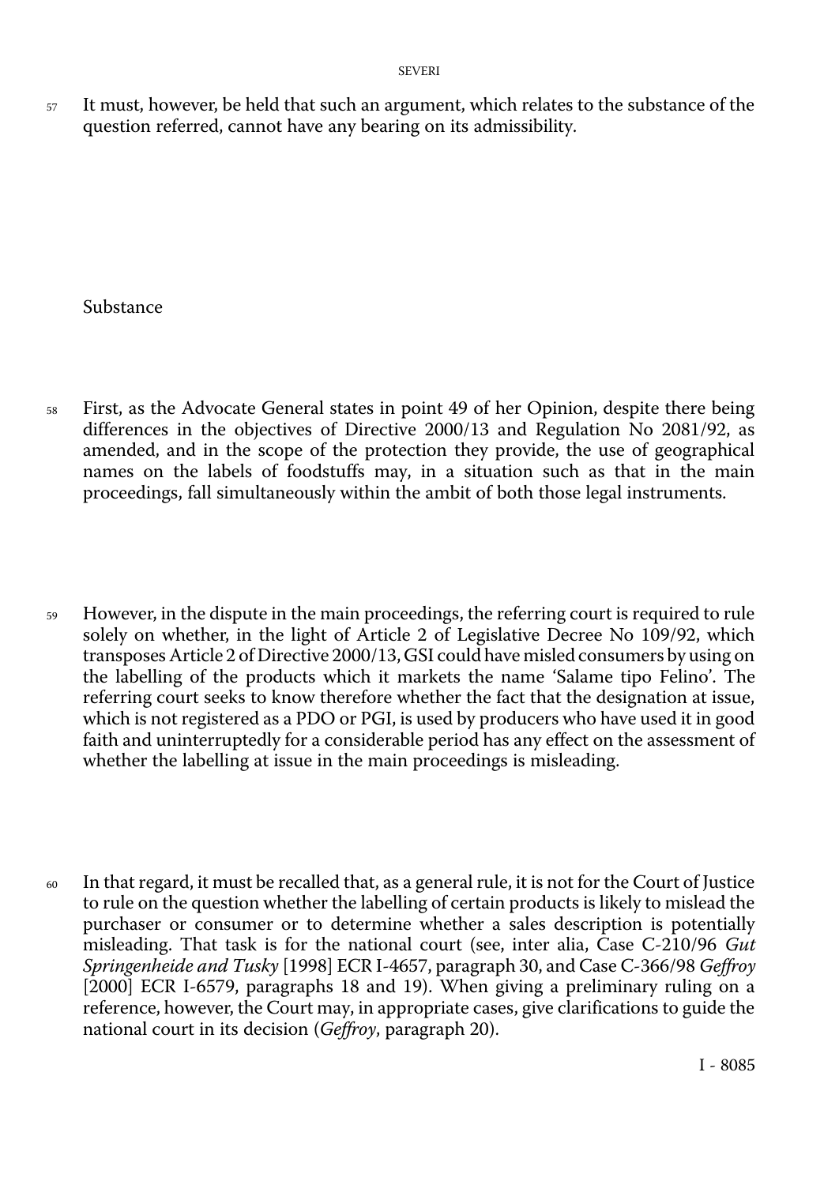57 It must, however, be held that such an argument, which relates to the substance of the question referred, cannot have any bearing on its admissibility.

## Substance

58 First, as the Advocate General states in point 49 of her Opinion, despite there being differences in the objectives of Directive 2000/13 and Regulation No 2081/92, as amended, and in the scope of the protection they provide, the use of geographical names on the labels of foodstuffs may, in a situation such as that in the main proceedings, fall simultaneously within the ambit of both those legal instruments.

59 However, in the dispute in the main proceedings, the referring court is required to rule solely on whether, in the light of Article 2 of Legislative Decree No 109/92, which transposes Article 2 of Directive 2000/13, GSI could have misled consumers by using on the labelling of the products which it markets the name 'Salame tipo Felino'. The referring court seeks to know therefore whether the fact that the designation at issue, which is not registered as a PDO or PGI, is used by producers who have used it in good faith and uninterruptedly for a considerable period has any effect on the assessment of whether the labelling at issue in the main proceedings is misleading.

60 In that regard, it must be recalled that, as a general rule, it is not for the Court of Justice to rule on the question whether the labelling of certain products is likely to mislead the purchaser or consumer or to determine whether a sales description is potentially misleading. That task is for the national court (see, inter alia, Case C-210/96 *Gut Springenheide and Tusky* [1998] ECR I-4657, paragraph 30, and Case C-366/98 *Geffroy* [2000] ECR I-6579, paragraphs 18 and 19). When giving a preliminary ruling on a reference, however, the Court may, in appropriate cases, give clarifications to guide the national court in its decision (*Geffroy*, paragraph 20).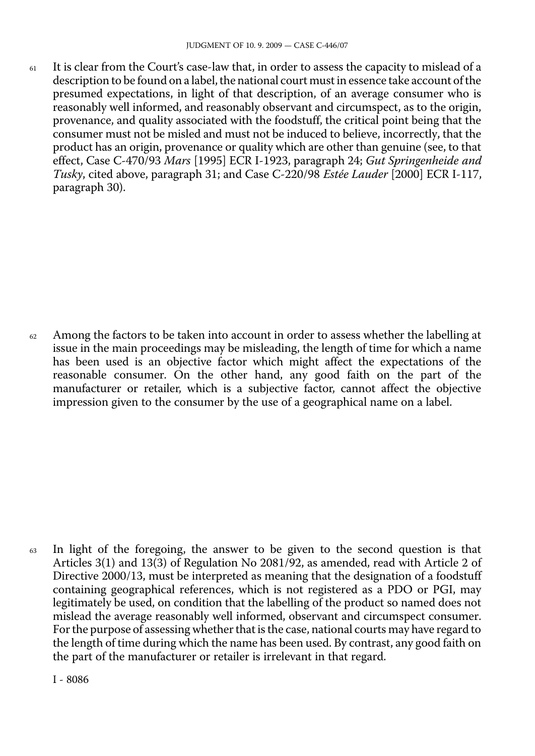61 It is clear from the Court's case-law that, in order to assess the capacity to mislead of a description to be found on a label, the national court must in essence take account of the presumed expectations, in light of that description, of an average consumer who is reasonably well informed, and reasonably observant and circumspect, as to the origin, provenance, and quality associated with the foodstuff, the critical point being that the consumer must not be misled and must not be induced to believe, incorrectly, that the product has an origin, provenance or quality which are other than genuine (see, to that effect, Case C-470/93 *Mars* [1995] ECR I-1923, paragraph 24; *Gut Springenheide and Tusky*, cited above, paragraph 31; and Case C-220/98 *Estée Lauder* [2000] ECR I-117, paragraph 30).

62 Among the factors to be taken into account in order to assess whether the labelling at issue in the main proceedings may be misleading, the length of time for which a name has been used is an objective factor which might affect the expectations of the reasonable consumer. On the other hand, any good faith on the part of the manufacturer or retailer, which is a subjective factor, cannot affect the objective impression given to the consumer by the use of a geographical name on a label.

63 In light of the foregoing, the answer to be given to the second question is that Articles 3(1) and 13(3) of Regulation No 2081/92, as amended, read with Article 2 of Directive 2000/13, must be interpreted as meaning that the designation of a foodstuff containing geographical references, which is not registered as a PDO or PGI, may legitimately be used, on condition that the labelling of the product so named does not mislead the average reasonably well informed, observant and circumspect consumer. For the purpose of assessing whether that is the case, national courts may have regard to the length of time during which the name has been used. By contrast, any good faith on the part of the manufacturer or retailer is irrelevant in that regard.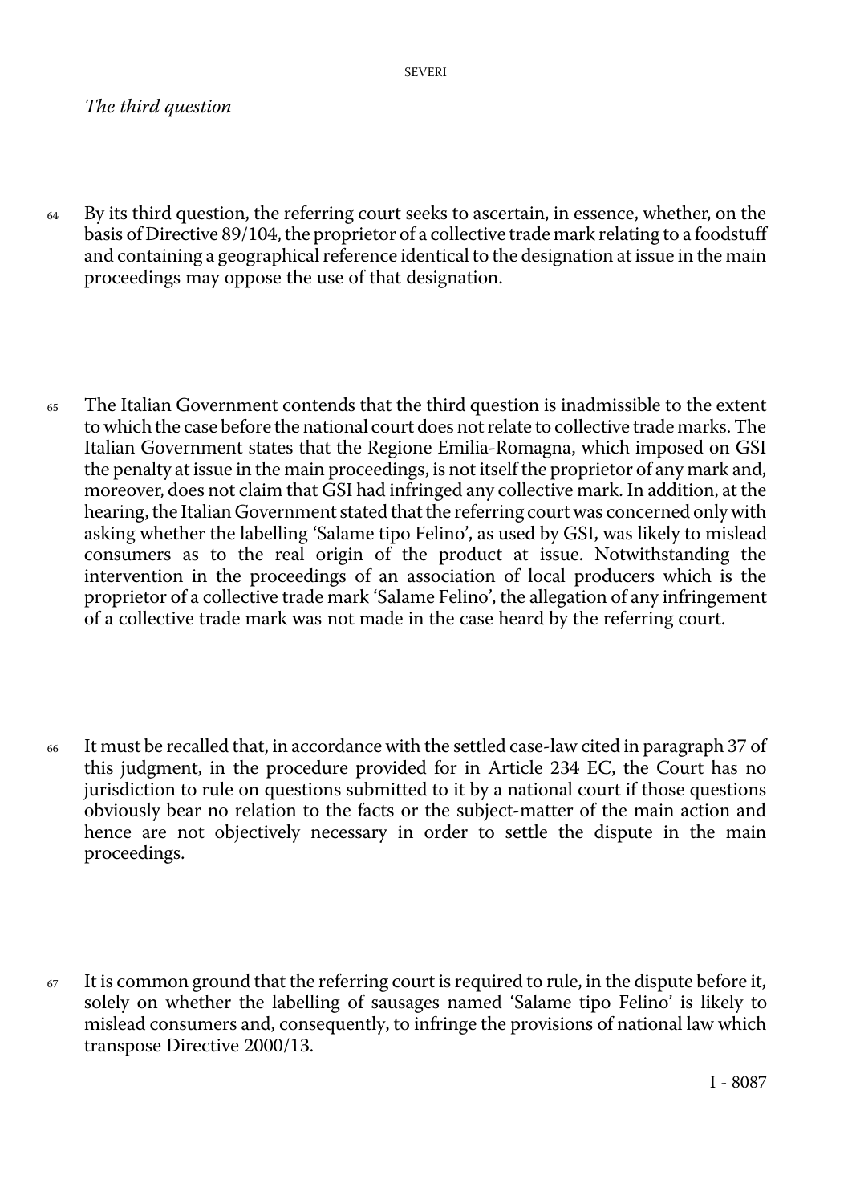*The third question*

64 By its third question, the referring court seeks to ascertain, in essence, whether, on the basis of Directive 89/104, the proprietor of a collective trade mark relating to a foodstuff and containing a geographical reference identical to the designation at issue in the main proceedings may oppose the use of that designation.

65 The Italian Government contends that the third question is inadmissible to the extent to which the case before the national court does not relate to collective trade marks. The Italian Government states that the Regione Emilia-Romagna, which imposed on GSI the penalty at issue in the main proceedings, is not itself the proprietor of any mark and, moreover, does not claim that GSI had infringed any collective mark. In addition, at the hearing, the Italian Government stated that the referring court was concerned only with asking whether the labelling 'Salame tipo Felino', as used by GSI, was likely to mislead consumers as to the real origin of the product at issue. Notwithstanding the intervention in the proceedings of an association of local producers which is the proprietor of a collective trade mark 'Salame Felino', the allegation of any infringement of a collective trade mark was not made in the case heard by the referring court.

66 It must be recalled that, in accordance with the settled case-law cited in paragraph 37 of this judgment, in the procedure provided for in Article 234 EC, the Court has no jurisdiction to rule on questions submitted to it by a national court if those questions obviously bear no relation to the facts or the subject-matter of the main action and hence are not objectively necessary in order to settle the dispute in the main proceedings.

67 It is common ground that the referring court is required to rule, in the dispute before it, solely on whether the labelling of sausages named 'Salame tipo Felino' is likely to mislead consumers and, consequently, to infringe the provisions of national law which transpose Directive 2000/13.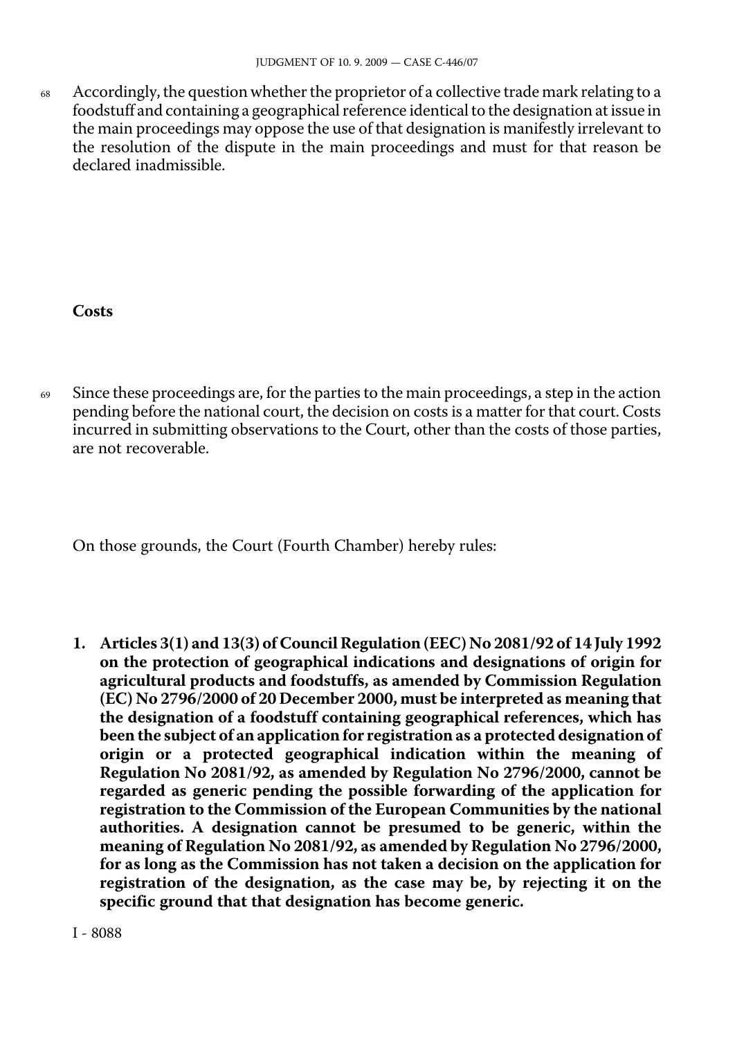68 Accordingly, the question whether the proprietor of a collective trade mark relating to a foodstuff and containing a geographical reference identical to the designation at issue in the main proceedings may oppose the use of that designation is manifestly irrelevant to the resolution of the dispute in the main proceedings and must for that reason be declared inadmissible.

## Costs

69 Since these proceedings are, for the parties to the main proceedings, a step in the action pending before the national court, the decision on costs is a matter for that court. Costs incurred in submitting observations to the Court, other than the costs of those parties, are not recoverable.

On those grounds, the Court (Fourth Chamber) hereby rules:

**1. Articles 3(1) and 13(3) of Council Regulation (EEC) No 2081/92 of 14 July 1992 on the protection of geographical indications and designations of origin for agricultural products and foodstuffs, as amended by Commission Regulation (EC) No 2796/2000 of 20 December 2000, must be interpreted as meaning that the designation of a foodstuff containing geographical references, which has been the subject of an application for registration as a protected designation of origin or a protected geographical indication within the meaning of Regulation No 2081/92, as amended by Regulation No 2796/2000, cannot be regarded as generic pending the possible forwarding of the application for registration to the Commission of the European Communities by the national authorities. A designation cannot be presumed to be generic, within the meaning of Regulation No 2081/92, as amended by Regulation No 2796/2000, for as long as the Commission has not taken a decision on the application for registration of the designation, as the case may be, by rejecting it on the specific ground that that designation has become generic.**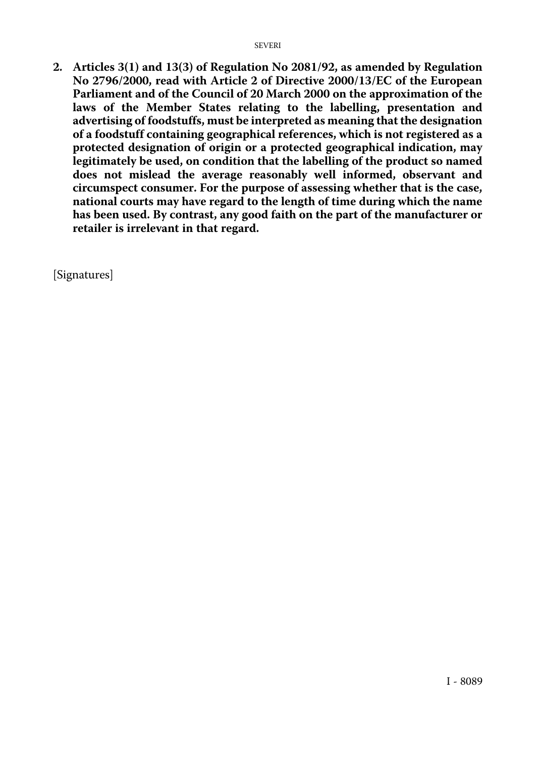**2. Articles 3(1) and 13(3) of Regulation No 2081/92, as amended by Regulation No 2796/2000, read with Article 2 of Directive 2000/13/EC of the European Parliament and of the Council of 20 March 2000 on the approximation of the laws of the Member States relating to the labelling, presentation and advertising of foodstuffs, must be interpreted as meaning that the designation of a foodstuff containing geographical references, which is not registered as a protected designation of origin or a protected geographical indication, may legitimately be used, on condition that the labelling of the product so named does not mislead the average reasonably well informed, observant and circumspect consumer. For the purpose of assessing whether that is the case, national courts may have regard to the length of time during which the name has been used. By contrast, any good faith on the part of the manufacturer or retailer is irrelevant in that regard.**

[Signatures]